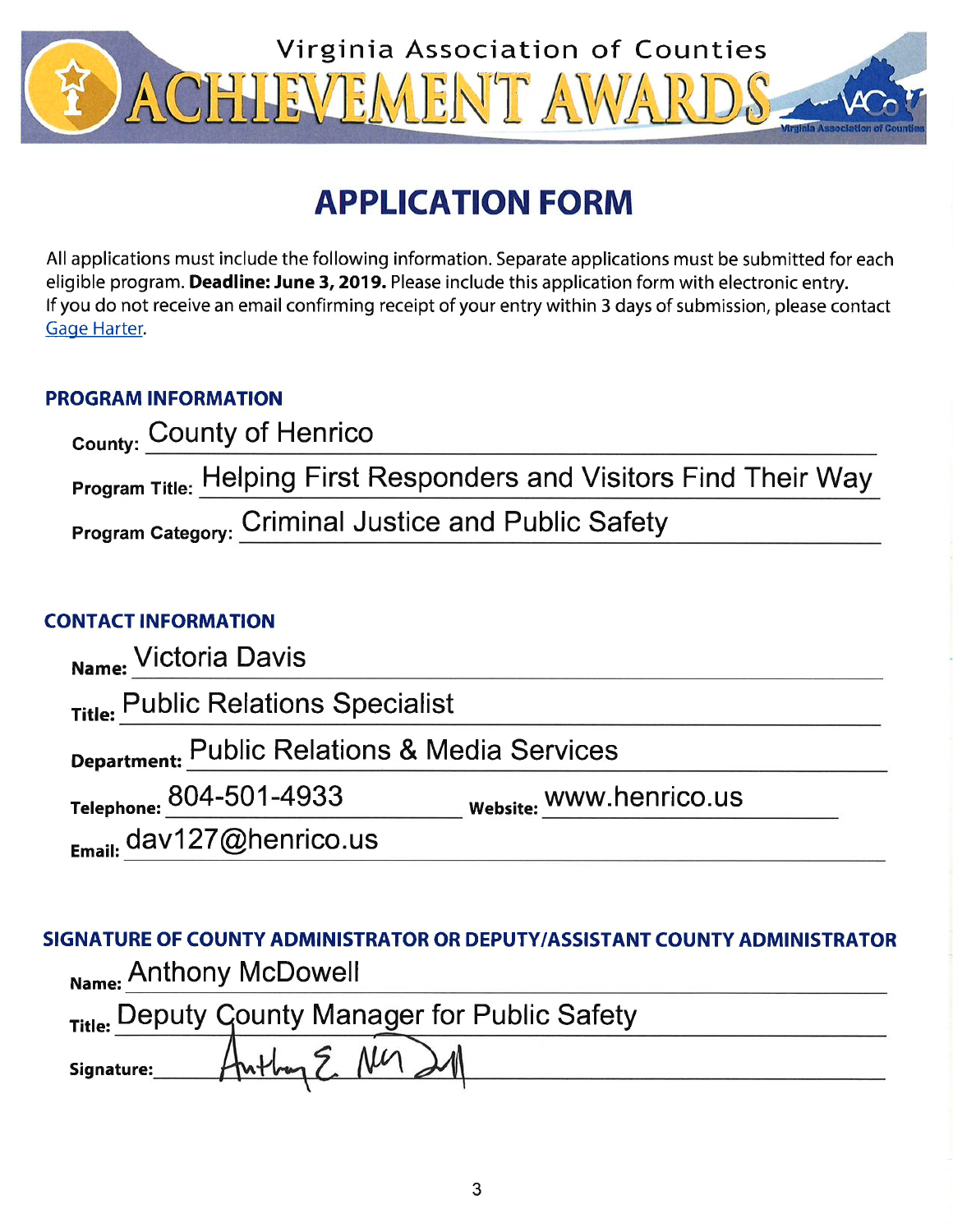# Virginia Association of Counties ACHIEVEMENT AWARDS

## APPLICATION FORM

All applications must include the following information. Separate applications must be submitted for each eligible program. **Deadline: June 3, 2019.** Please include this application form with electronic entry. If you do not receive an email confirming receipt of your entry within 3 days of submission, please contact Gage Harter.

### PROGRAM INFORMATION

**County:** County of Henrico

**Program Title:** Helping First Responders and Visitors Find Their Way

**Program Category:** Criminal Justice and Public Safety

### CONTACT INFORMATION

**Name:** Victoria Davis

**Title:** Public Relations Specialist

**Department:** Public Relations & Media Services

**Telephone:** 804-501-4933 **Website:** www.henrico.us

**Email:** dav127@henrico.us

### SIGNATURE OF COUNTY ADMINISTRATOR OR DEPUTY/ASSISTANT COUNTY ADMINISTRATOR

**Name:** Anthony McDowell

**Title:** Deputy County Manager for Public Safety

**Signature:** Anthony E. McDowell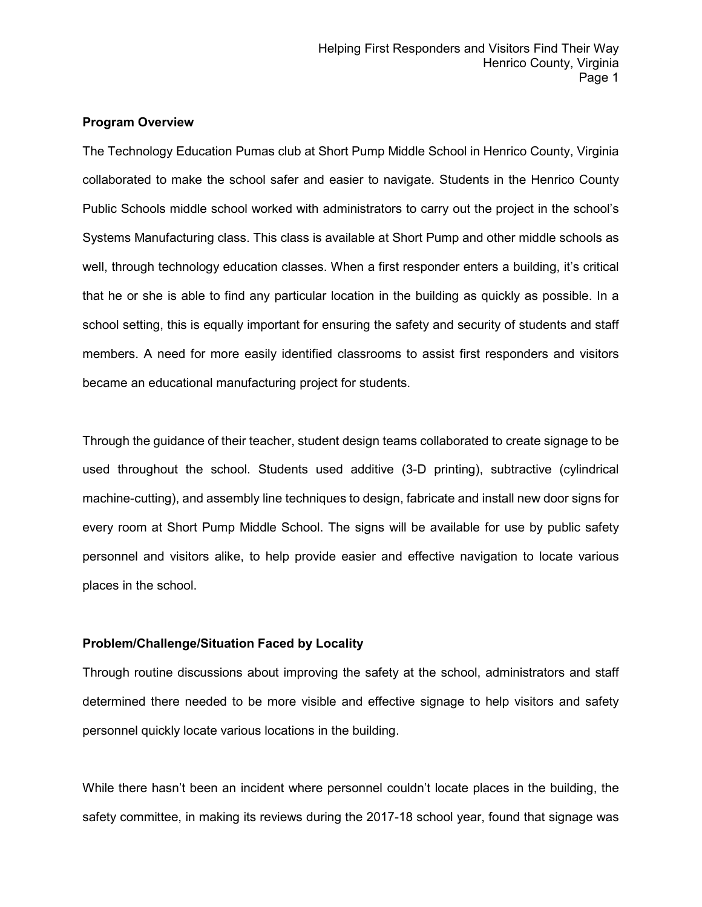**Program Overview**

The Technology Education Pumas club at Short Pump Middle School in Henrico County, Virginia collaborated to make the school safer and easier to navigate. Students in the Henrico County Public Schools middle school worked with administrators to carry out the project in the school's Systems Manufacturing class. This class is available at Short Pump and other middle schools as well, through technology education classes. When a first responder enters a building, it's critical that he or she is able to find any particular location in the building as quickly as possible. In a school setting, this is equally important for ensuring the safety and security of students and staff members. A need for more easily identified classrooms to assist first responders and visitors became an educational manufacturing project for students.

Through the guidance of their teacher, student design teams collaborated to create signage to be used throughout the school. Students used additive (3-D printing), subtractive (cylindrical machine-cutting), and assembly line techniques to design, fabricate and install new door signs for every room at Short Pump Middle School. The signs will be available for use by public safety personnel and visitors alike, to help provide easier and effective navigation to locate various places in the school.

**Problem/Challenge/Situation Faced by Locality**

Through routine discussions about improving the safety at the school, administrators and staff determined there needed to be more visible and effective signage to help visitors and safety personnel quickly locate various locations in the building.

While there hasn't been an incident where personnel couldn't locate places in the building, the safety committee, in making its reviews during the 2017-18 school year, found that signage was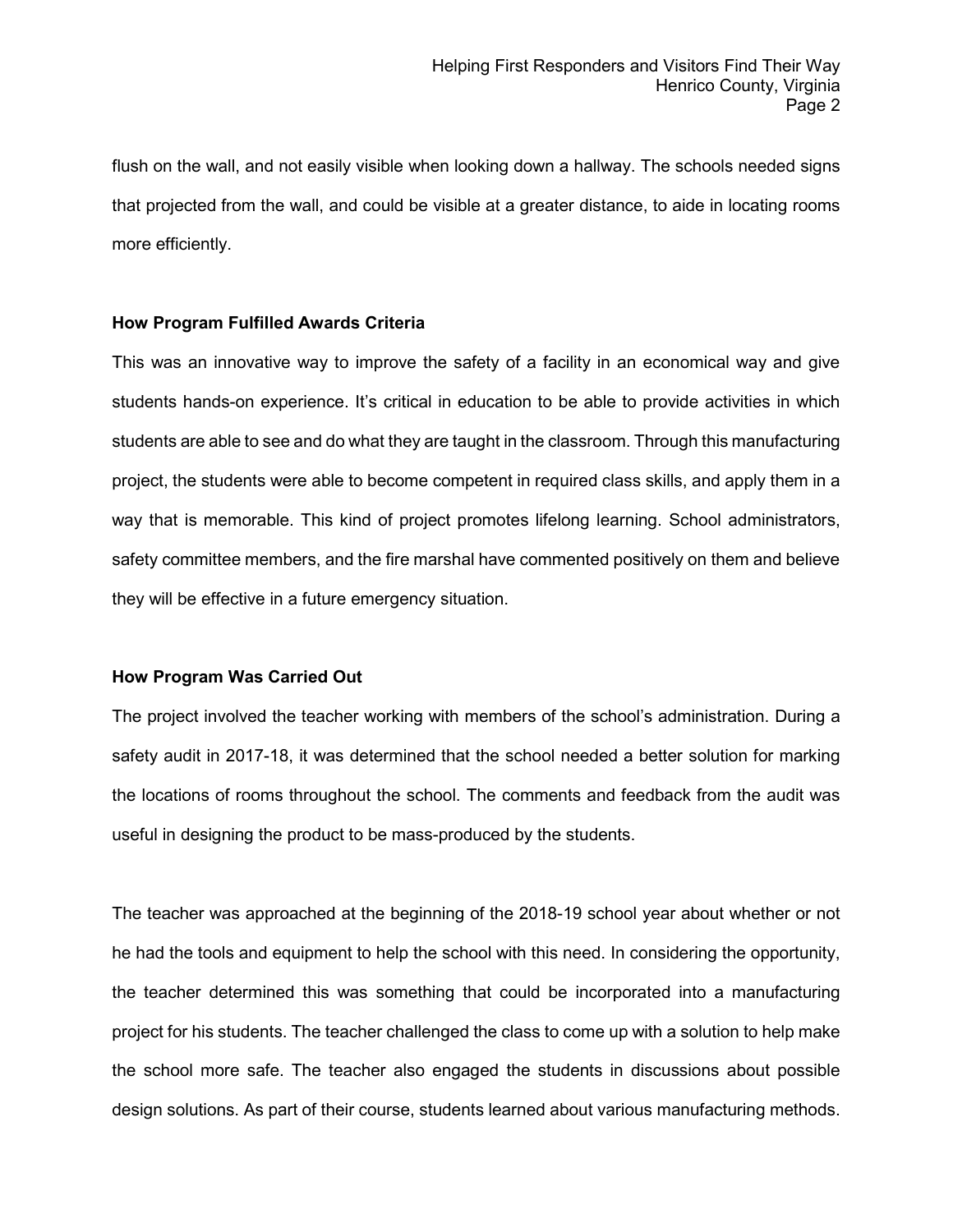flush on the wall, and not easily visible when looking down a hallway. The schools needed signs that projected from the wall, and could be visible at a greater distance, to aide in locating rooms more efficiently.

**How Program Fulfilled Awards Criteria**

This was an innovative way to improve the safety of a facility in an economical way and give students hands-on experience. It's critical in education to be able to provide activities in which students are able to see and do what they are taught in the classroom. Through this manufacturing project, the students were able to become competent in required class skills, and apply them in a way that is memorable. This kind of project promotes lifelong learning. School administrators, safety committee members, and the fire marshal have commented positively on them and believe they will be effective in a future emergency situation.

**How Program Was Carried Out**

The project involved the teacher working with members of the school's administration. During a safety audit in 2017-18, it was determined that the school needed a better solution for marking the locations of rooms throughout the school. The comments and feedback from the audit was useful in designing the product to be mass-produced by the students.

The teacher was approached at the beginning of the 2018-19 school year about whether or not he had the tools and equipment to help the school with this need. In considering the opportunity, the teacher determined this was something that could be incorporated into a manufacturing project for his students. The teacher challenged the class to come up with a solution to help make the school more safe. The teacher also engaged the students in discussions about possible design solutions. As part of their course, students learned about various manufacturing methods.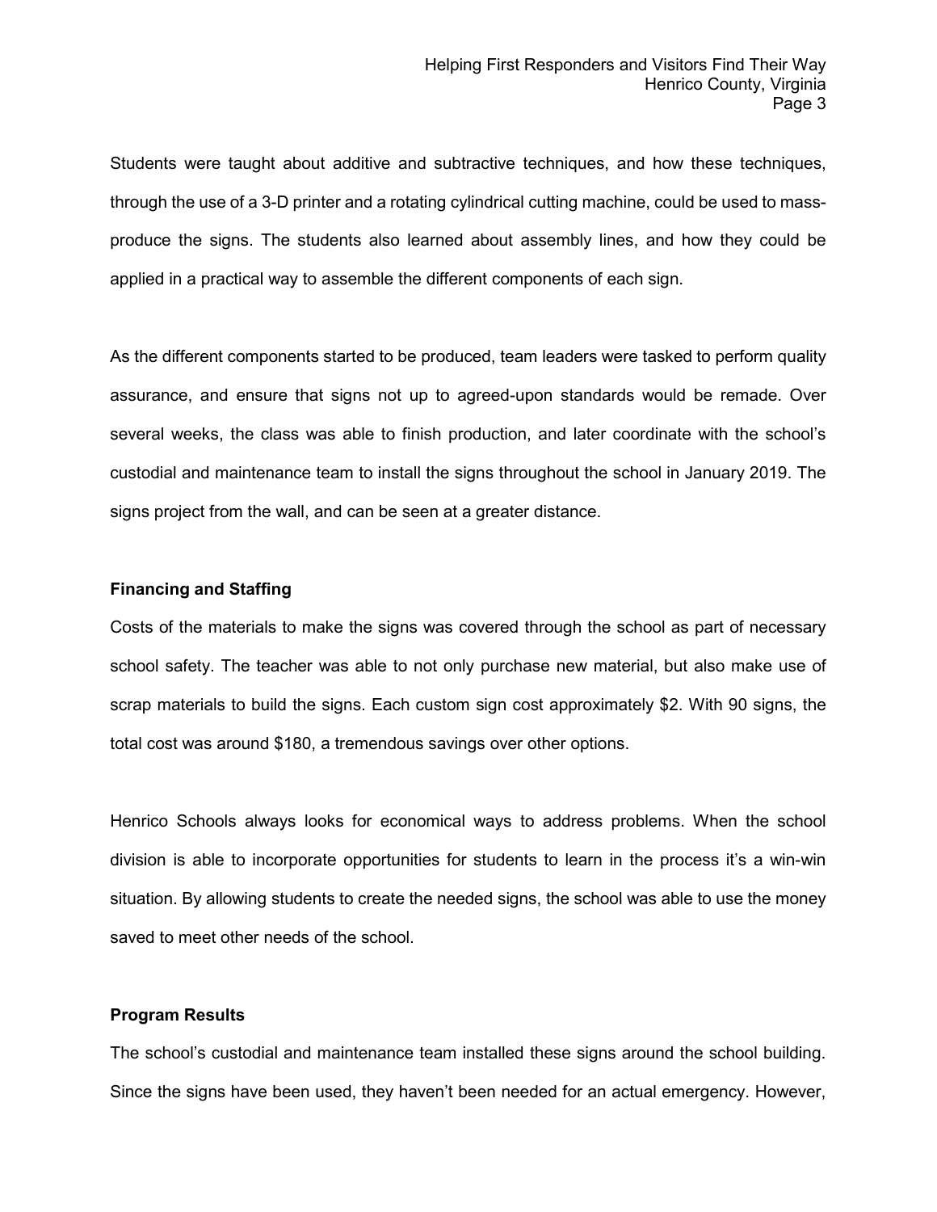Students were taught about additive and subtractive techniques, and how these techniques, through the use of a 3-D printer and a rotating cylindrical cutting machine, could be used to mass-produce the signs. The students also learned about assembly lines, and how they could be applied in a practical way to assemble the different components of each sign.

As the different components started to be produced, team leaders were tasked to perform quality assurance, and ensure that signs not up to agreed-upon standards would be remade. Over several weeks, the class was able to finish production, and later coordinate with the school's custodial and maintenance team to install the signs throughout the school in January 2019. The signs project from the wall, and can be seen at a greater distance.

**Financing and Staffing**

Costs of the materials to make the signs was covered through the school as part of necessary school safety. The teacher was able to not only purchase new material, but also make use of scrap materials to build the signs. Each custom sign cost approximately $2. With 90 signs, the total cost was around $180, a tremendous savings over other options.

Henrico Schools always looks for economical ways to address problems. When the school division is able to incorporate opportunities for students to learn in the process it's a win-win situation. By allowing students to create the needed signs, the school was able to use the money saved to meet other needs of the school.

**Program Results**

The school's custodial and maintenance team installed these signs around the school building. Since the signs have been used, they haven't been needed for an actual emergency. However,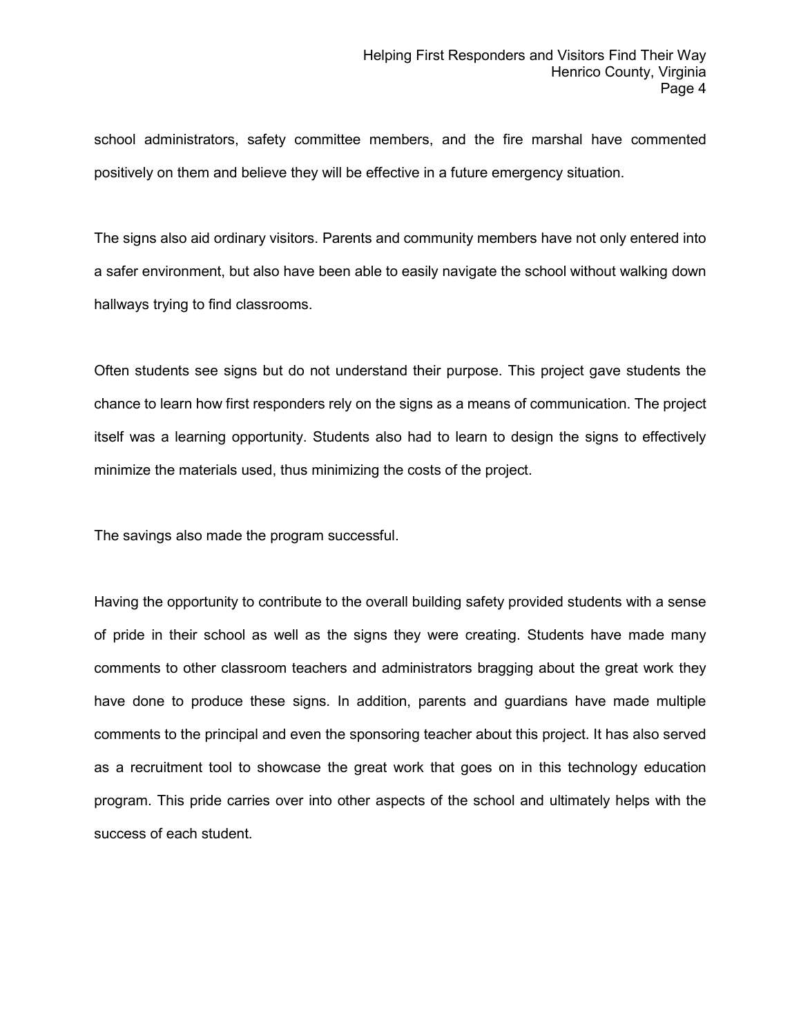school administrators, safety committee members, and the fire marshal have commented positively on them and believe they will be effective in a future emergency situation.

The signs also aid ordinary visitors. Parents and community members have not only entered into a safer environment, but also have been able to easily navigate the school without walking down hallways trying to find classrooms.

Often students see signs but do not understand their purpose. This project gave students the chance to learn how first responders rely on the signs as a means of communication. The project itself was a learning opportunity. Students also had to learn to design the signs to effectively minimize the materials used, thus minimizing the costs of the project.

The savings also made the program successful.

Having the opportunity to contribute to the overall building safety provided students with a sense of pride in their school as well as the signs they were creating. Students have made many comments to other classroom teachers and administrators bragging about the great work they have done to produce these signs. In addition, parents and guardians have made multiple comments to the principal and even the sponsoring teacher about this project. It has also served as a recruitment tool to showcase the great work that goes on in this technology education program. This pride carries over into other aspects of the school and ultimately helps with the success of each student.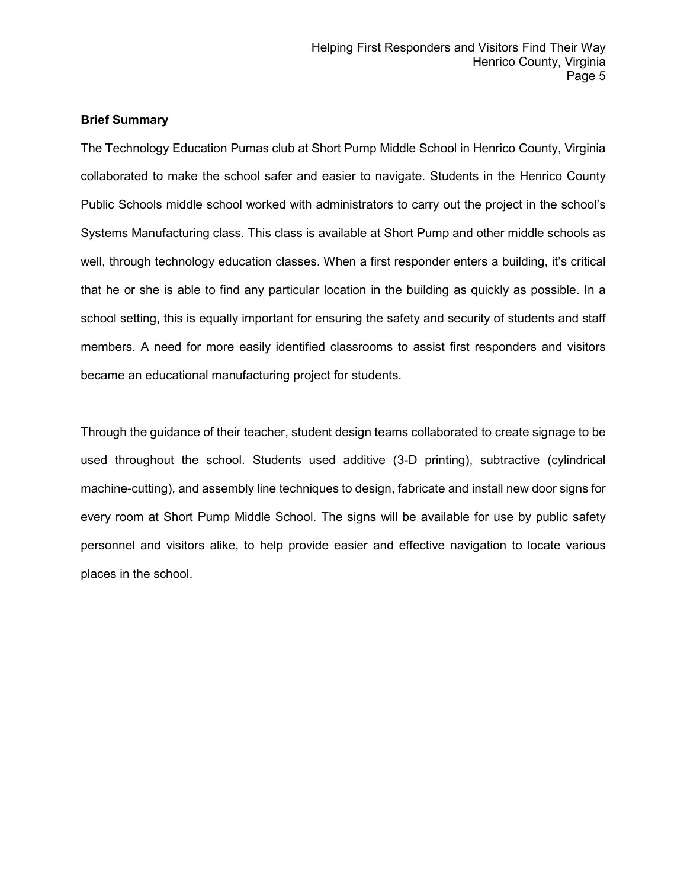## Brief Summary

The Technology Education Pumas club at Short Pump Middle School in Henrico County, Virginia collaborated to make the school safer and easier to navigate. Students in the Henrico County Public Schools middle school worked with administrators to carry out the project in the school's Systems Manufacturing class. This class is available at Short Pump and other middle schools as well, through technology education classes. When a first responder enters a building, it's critical that he or she is able to find any particular location in the building as quickly as possible. In a school setting, this is equally important for ensuring the safety and security of students and staff members. A need for more easily identified classrooms to assist first responders and visitors became an educational manufacturing project for students.

Through the guidance of their teacher, student design teams collaborated to create signage to be used throughout the school. Students used additive (3-D printing), subtractive (cylindrical machine-cutting), and assembly line techniques to design, fabricate and install new door signs for every room at Short Pump Middle School. The signs will be available for use by public safety personnel and visitors alike, to help provide easier and effective navigation to locate various places in the school.